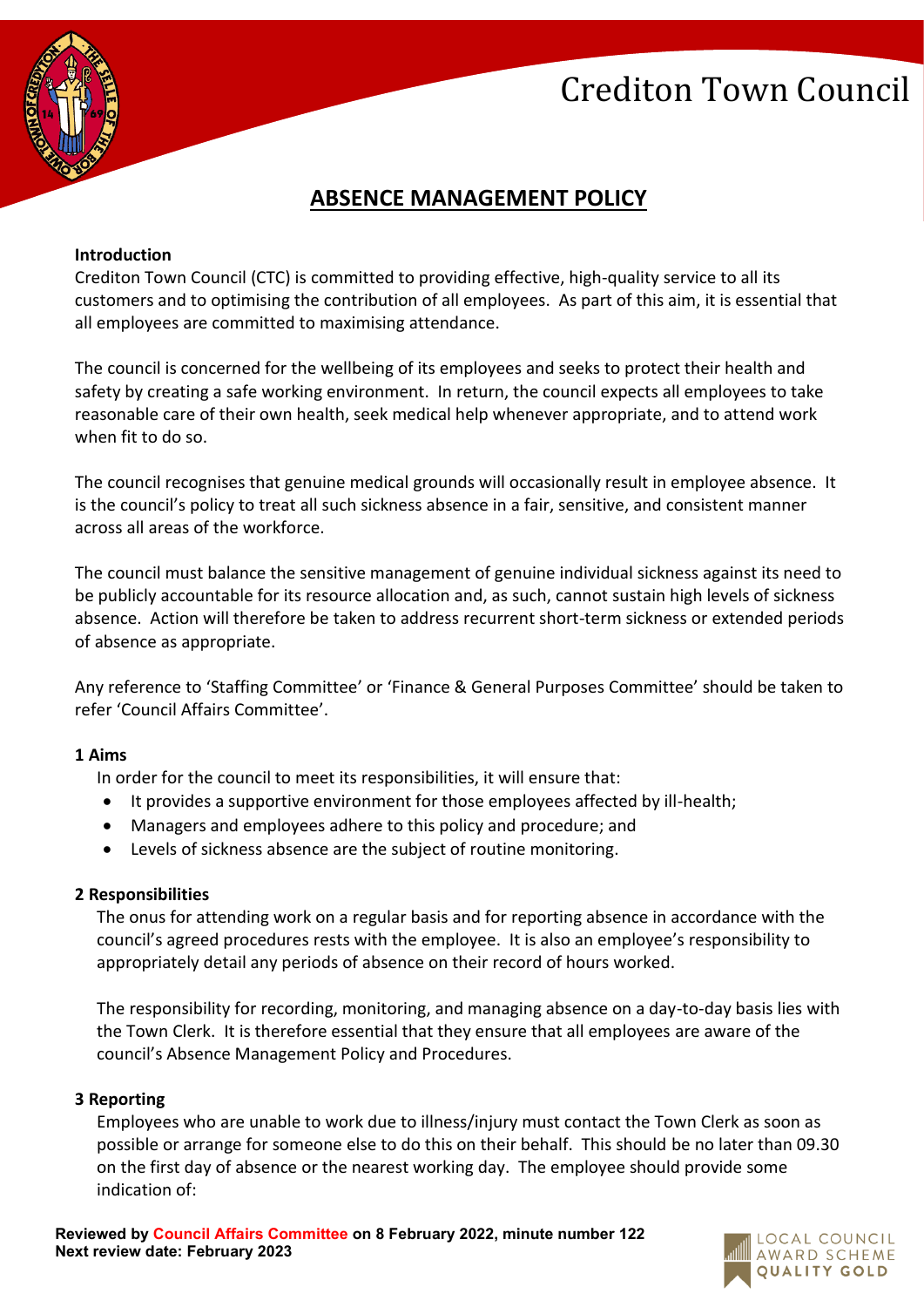# Crediton Town Council

## ABSENCE MANAGEMENT POLICY

**Introduction**

Crediton Town Council (CTC) is committed to providing effective, high-quality service to all its customers and to optimising the contribution of all employees. As part of this aim, it is essential that all employees are committed to maximising attendance.

The council is concerned for the wellbeing of its employees and seeks to protect their health and safety by creating a safe working environment. In return, the council expects all employees to take reasonable care of their own health, seek medical help whenever appropriate, and to attend work when fit to do so.

The council recognises that genuine medical grounds will occasionally result in employee absence. It is the council's policy to treat all such sickness absence in a fair, sensitive, and consistent manner across all areas of the workforce.

The council must balance the sensitive management of genuine individual sickness against its need to be publicly accountable for its resource allocation and, as such, cannot sustain high levels of sickness absence. Action will therefore be taken to address recurrent short-term sickness or extended periods of absence as appropriate.

Any reference to 'Staffing Committee' or 'Finance & General Purposes Committee' should be taken to refer 'Council Affairs Committee'.

**1 Aims**

In order for the council to meet its responsibilities, it will ensure that:

- It provides a supportive environment for those employees affected by ill-health;
- Managers and employees adhere to this policy and procedure; and
- Levels of sickness absence are the subject of routine monitoring.

**2 Responsibilities**

The onus for attending work on a regular basis and for reporting absence in accordance with the council's agreed procedures rests with the employee. It is also an employee's responsibility to appropriately detail any periods of absence on their record of hours worked.

The responsibility for recording, monitoring, and managing absence on a day-to-day basis lies with the Town Clerk. It is therefore essential that they ensure that all employees are aware of the council's Absence Management Policy and Procedures.

**3 Reporting**

Employees who are unable to work due to illness/injury must contact the Town Clerk as soon as possible or arrange for someone else to do this on their behalf. This should be no later than 09.30 on the first day of absence or the nearest working day. The employee should provide some indication of:

**Reviewed by Council Affairs Committee on 8 February 2022, minute number 122**
**Next review date: February 2023**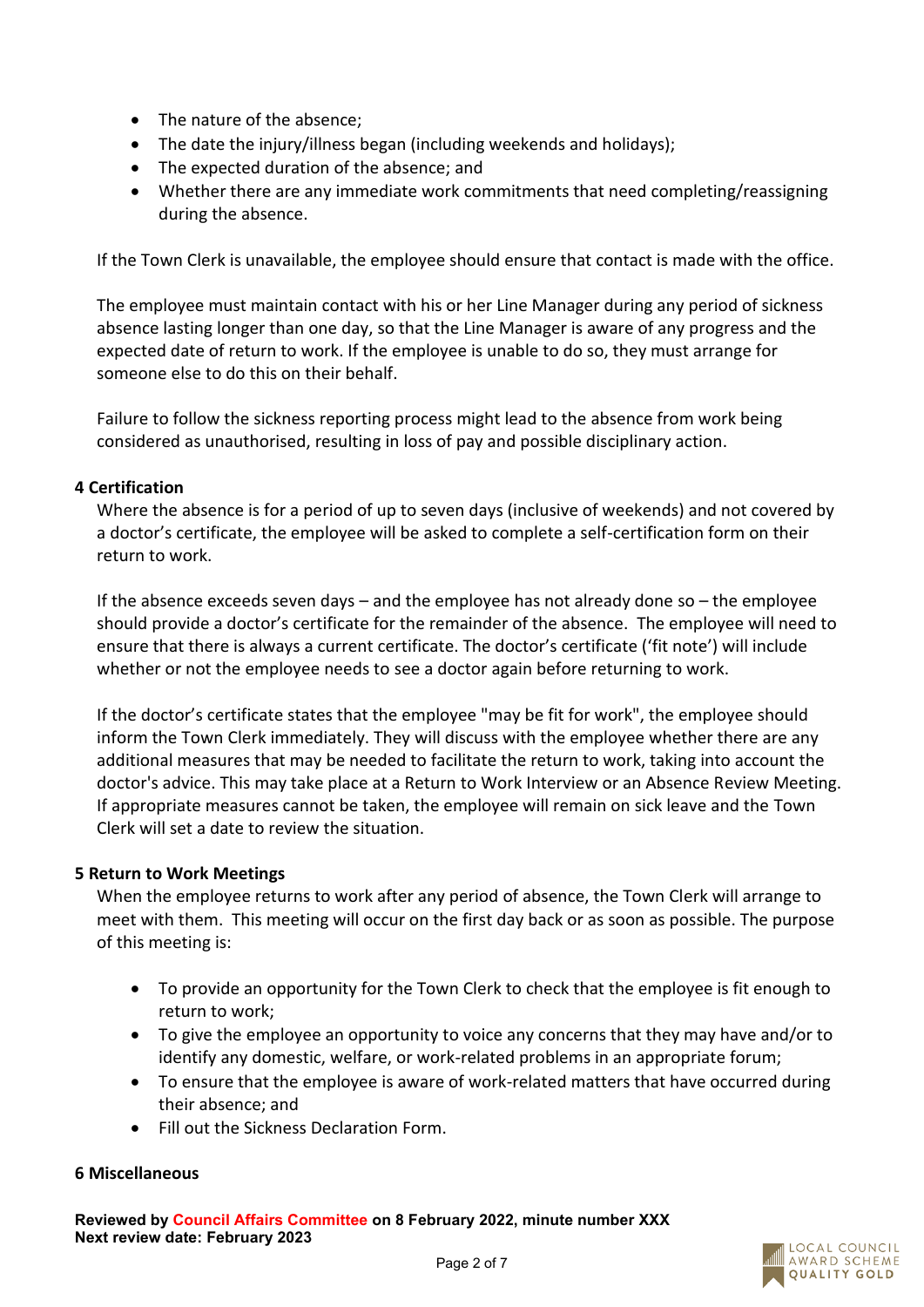- The nature of the absence;
- The date the injury/illness began (including weekends and holidays);
- The expected duration of the absence; and
- Whether there are any immediate work commitments that need completing/reassigning during the absence.

If the Town Clerk is unavailable, the employee should ensure that contact is made with the office.

The employee must maintain contact with his or her Line Manager during any period of sickness absence lasting longer than one day, so that the Line Manager is aware of any progress and the expected date of return to work. If the employee is unable to do so, they must arrange for someone else to do this on their behalf.

Failure to follow the sickness reporting process might lead to the absence from work being considered as unauthorised, resulting in loss of pay and possible disciplinary action.

**4 Certification**

Where the absence is for a period of up to seven days (inclusive of weekends) and not covered by a doctor's certificate, the employee will be asked to complete a self-certification form on their return to work.

If the absence exceeds seven days – and the employee has not already done so – the employee should provide a doctor's certificate for the remainder of the absence. The employee will need to ensure that there is always a current certificate. The doctor's certificate ('fit note') will include whether or not the employee needs to see a doctor again before returning to work.

If the doctor's certificate states that the employee "may be fit for work", the employee should inform the Town Clerk immediately. They will discuss with the employee whether there are any additional measures that may be needed to facilitate the return to work, taking into account the doctor's advice. This may take place at a Return to Work Interview or an Absence Review Meeting. If appropriate measures cannot be taken, the employee will remain on sick leave and the Town Clerk will set a date to review the situation.

**5 Return to Work Meetings**

When the employee returns to work after any period of absence, the Town Clerk will arrange to meet with them. This meeting will occur on the first day back or as soon as possible. The purpose of this meeting is:

- To provide an opportunity for the Town Clerk to check that the employee is fit enough to return to work;
- To give the employee an opportunity to voice any concerns that they may have and/or to identify any domestic, welfare, or work-related problems in an appropriate forum;
- To ensure that the employee is aware of work-related matters that have occurred during their absence; and
- Fill out the Sickness Declaration Form.

**6 Miscellaneous**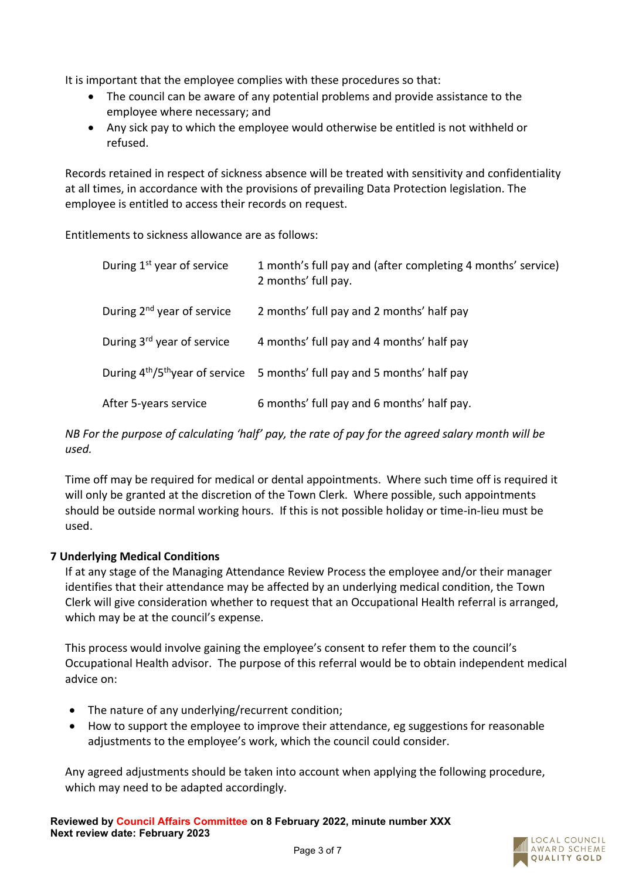It is important that the employee complies with these procedures so that:

- The council can be aware of any potential problems and provide assistance to the employee where necessary; and
- Any sick pay to which the employee would otherwise be entitled is not withheld or refused.

Records retained in respect of sickness absence will be treated with sensitivity and confidentiality at all times, in accordance with the provisions of prevailing Data Protection legislation. The employee is entitled to access their records on request.

Entitlements to sickness allowance are as follows:

| | |
|---|---|
| During 1st year of service | 1 month's full pay and (after completing 4 months' service) 2 months' full pay. |
| During 2nd year of service | 2 months' full pay and 2 months' half pay |
| During 3rd year of service | 4 months' full pay and 4 months' half pay |
| During 4th/5th year of service | 5 months' full pay and 5 months' half pay |
| After 5-years service | 6 months' full pay and 6 months' half pay. |

*NB For the purpose of calculating 'half' pay, the rate of pay for the agreed salary month will be used.*

Time off may be required for medical or dental appointments. Where such time off is required it will only be granted at the discretion of the Town Clerk. Where possible, such appointments should be outside normal working hours. If this is not possible holiday or time-in-lieu must be used.

### 7 Underlying Medical Conditions

If at any stage of the Managing Attendance Review Process the employee and/or their manager identifies that their attendance may be affected by an underlying medical condition, the Town Clerk will give consideration whether to request that an Occupational Health referral is arranged, which may be at the council's expense.

This process would involve gaining the employee's consent to refer them to the council's Occupational Health advisor. The purpose of this referral would be to obtain independent medical advice on:

- The nature of any underlying/recurrent condition;
- How to support the employee to improve their attendance, eg suggestions for reasonable adjustments to the employee's work, which the council could consider.

Any agreed adjustments should be taken into account when applying the following procedure, which may need to be adapted accordingly.

**Reviewed by Council Affairs Committee on 8 February 2022, minute number XXX**
**Next review date: February 2023**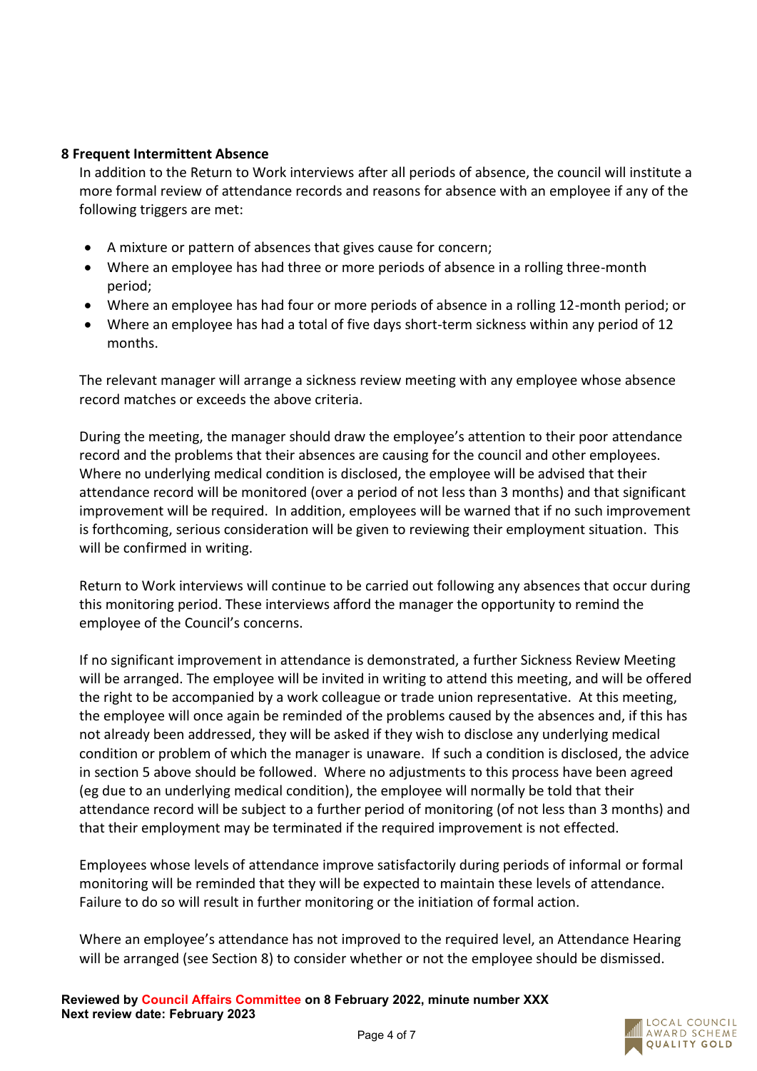## 8 Frequent Intermittent Absence

In addition to the Return to Work interviews after all periods of absence, the council will institute a more formal review of attendance records and reasons for absence with an employee if any of the following triggers are met:

- A mixture or pattern of absences that gives cause for concern;
- Where an employee has had three or more periods of absence in a rolling three-month period;
- Where an employee has had four or more periods of absence in a rolling 12-month period; or
- Where an employee has had a total of five days short-term sickness within any period of 12 months.

The relevant manager will arrange a sickness review meeting with any employee whose absence record matches or exceeds the above criteria.

During the meeting, the manager should draw the employee's attention to their poor attendance record and the problems that their absences are causing for the council and other employees. Where no underlying medical condition is disclosed, the employee will be advised that their attendance record will be monitored (over a period of not less than 3 months) and that significant improvement will be required. In addition, employees will be warned that if no such improvement is forthcoming, serious consideration will be given to reviewing their employment situation. This will be confirmed in writing.

Return to Work interviews will continue to be carried out following any absences that occur during this monitoring period. These interviews afford the manager the opportunity to remind the employee of the Council's concerns.

If no significant improvement in attendance is demonstrated, a further Sickness Review Meeting will be arranged. The employee will be invited in writing to attend this meeting, and will be offered the right to be accompanied by a work colleague or trade union representative. At this meeting, the employee will once again be reminded of the problems caused by the absences and, if this has not already been addressed, they will be asked if they wish to disclose any underlying medical condition or problem of which the manager is unaware. If such a condition is disclosed, the advice in section 5 above should be followed. Where no adjustments to this process have been agreed (eg due to an underlying medical condition), the employee will normally be told that their attendance record will be subject to a further period of monitoring (of not less than 3 months) and that their employment may be terminated if the required improvement is not effected.

Employees whose levels of attendance improve satisfactorily during periods of informal or formal monitoring will be reminded that they will be expected to maintain these levels of attendance. Failure to do so will result in further monitoring or the initiation of formal action.

Where an employee's attendance has not improved to the required level, an Attendance Hearing will be arranged (see Section 8) to consider whether or not the employee should be dismissed.

**Reviewed by Council Affairs Committee on 8 February 2022, minute number XXX**
**Next review date: February 2023**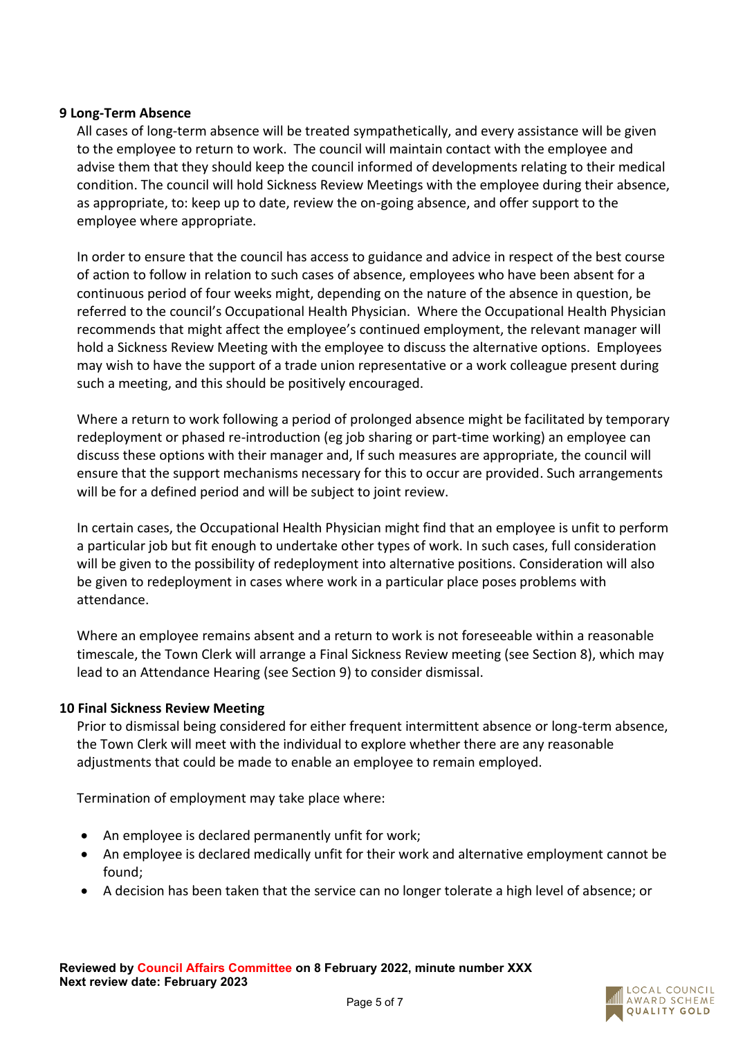## 9 Long-Term Absence

All cases of long-term absence will be treated sympathetically, and every assistance will be given to the employee to return to work. The council will maintain contact with the employee and advise them that they should keep the council informed of developments relating to their medical condition. The council will hold Sickness Review Meetings with the employee during their absence, as appropriate, to: keep up to date, review the on-going absence, and offer support to the employee where appropriate.

In order to ensure that the council has access to guidance and advice in respect of the best course of action to follow in relation to such cases of absence, employees who have been absent for a continuous period of four weeks might, depending on the nature of the absence in question, be referred to the council's Occupational Health Physician. Where the Occupational Health Physician recommends that might affect the employee's continued employment, the relevant manager will hold a Sickness Review Meeting with the employee to discuss the alternative options. Employees may wish to have the support of a trade union representative or a work colleague present during such a meeting, and this should be positively encouraged.

Where a return to work following a period of prolonged absence might be facilitated by temporary redeployment or phased re-introduction (eg job sharing or part-time working) an employee can discuss these options with their manager and, If such measures are appropriate, the council will ensure that the support mechanisms necessary for this to occur are provided. Such arrangements will be for a defined period and will be subject to joint review.

In certain cases, the Occupational Health Physician might find that an employee is unfit to perform a particular job but fit enough to undertake other types of work. In such cases, full consideration will be given to the possibility of redeployment into alternative positions. Consideration will also be given to redeployment in cases where work in a particular place poses problems with attendance.

Where an employee remains absent and a return to work is not foreseeable within a reasonable timescale, the Town Clerk will arrange a Final Sickness Review meeting (see Section 8), which may lead to an Attendance Hearing (see Section 9) to consider dismissal.

## 10 Final Sickness Review Meeting

Prior to dismissal being considered for either frequent intermittent absence or long-term absence, the Town Clerk will meet with the individual to explore whether there are any reasonable adjustments that could be made to enable an employee to remain employed.

Termination of employment may take place where:

- An employee is declared permanently unfit for work;
- An employee is declared medically unfit for their work and alternative employment cannot be found;
- A decision has been taken that the service can no longer tolerate a high level of absence; or

**Reviewed by Council Affairs Committee on 8 February 2022, minute number XXX**
**Next review date: February 2023**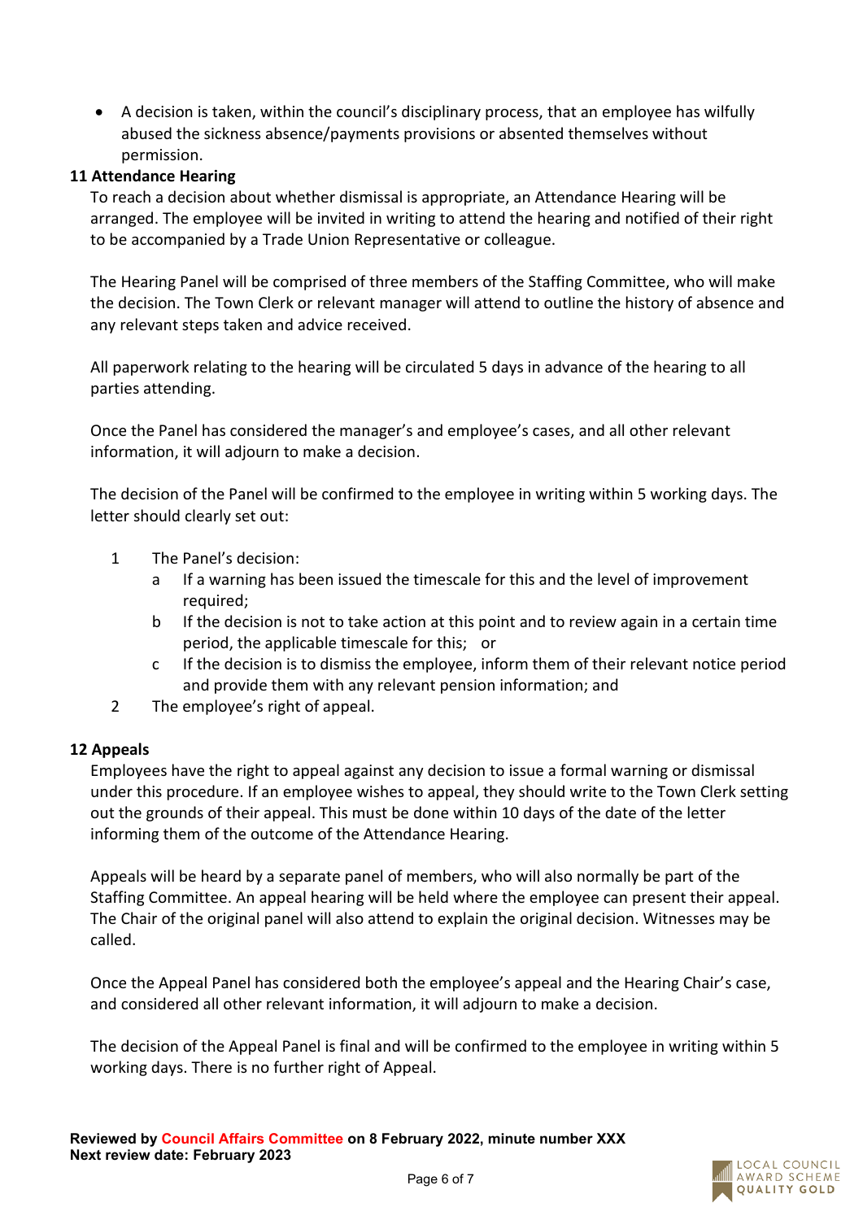- A decision is taken, within the council's disciplinary process, that an employee has wilfully abused the sickness absence/payments provisions or absented themselves without permission.

## 11 Attendance Hearing

To reach a decision about whether dismissal is appropriate, an Attendance Hearing will be arranged. The employee will be invited in writing to attend the hearing and notified of their right to be accompanied by a Trade Union Representative or colleague.

The Hearing Panel will be comprised of three members of the Staffing Committee, who will make the decision. The Town Clerk or relevant manager will attend to outline the history of absence and any relevant steps taken and advice received.

All paperwork relating to the hearing will be circulated 5 days in advance of the hearing to all parties attending.

Once the Panel has considered the manager's and employee's cases, and all other relevant information, it will adjourn to make a decision.

The decision of the Panel will be confirmed to the employee in writing within 5 working days. The letter should clearly set out:

1. The Panel's decision:
   a. If a warning has been issued the timescale for this and the level of improvement required;
   b. If the decision is not to take action at this point and to review again in a certain time period, the applicable timescale for this; or
   c. If the decision is to dismiss the employee, inform them of their relevant notice period and provide them with any relevant pension information; and
2. The employee's right of appeal.

## 12 Appeals

Employees have the right to appeal against any decision to issue a formal warning or dismissal under this procedure. If an employee wishes to appeal, they should write to the Town Clerk setting out the grounds of their appeal. This must be done within 10 days of the date of the letter informing them of the outcome of the Attendance Hearing.

Appeals will be heard by a separate panel of members, who will also normally be part of the Staffing Committee. An appeal hearing will be held where the employee can present their appeal. The Chair of the original panel will also attend to explain the original decision. Witnesses may be called.

Once the Appeal Panel has considered both the employee's appeal and the Hearing Chair's case, and considered all other relevant information, it will adjourn to make a decision.

The decision of the Appeal Panel is final and will be confirmed to the employee in writing within 5 working days. There is no further right of Appeal.

**Reviewed by Council Affairs Committee on 8 February 2022, minute number XXX**
**Next review date: February 2023**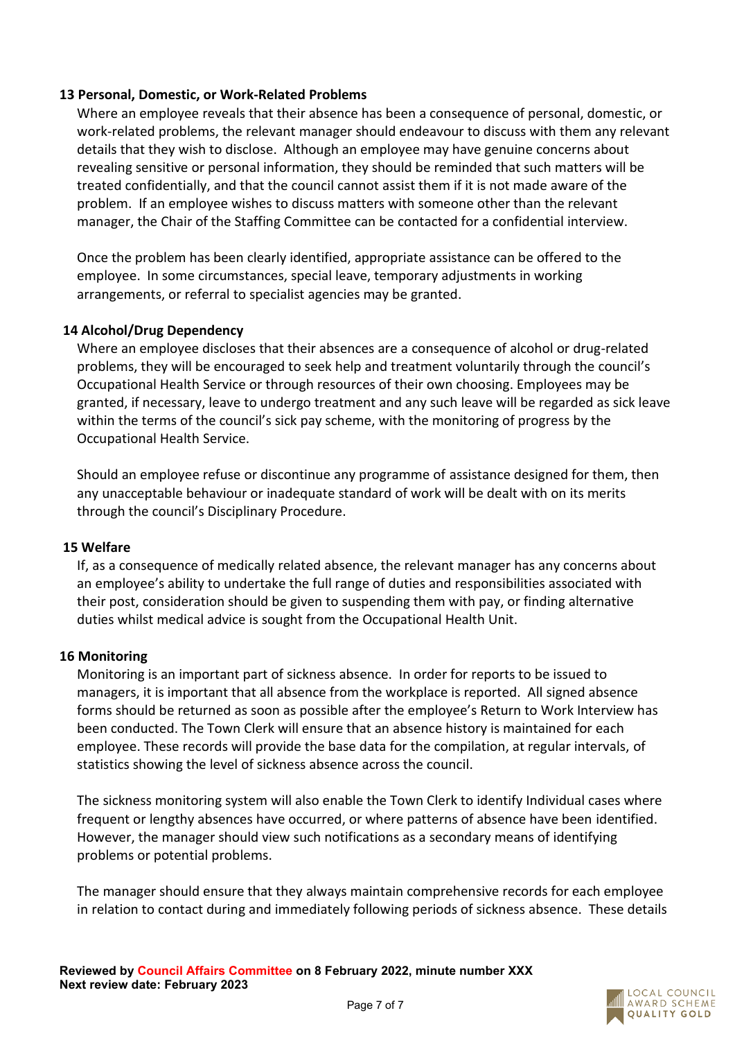### 13 Personal, Domestic, or Work-Related Problems

Where an employee reveals that their absence has been a consequence of personal, domestic, or work-related problems, the relevant manager should endeavour to discuss with them any relevant details that they wish to disclose. Although an employee may have genuine concerns about revealing sensitive or personal information, they should be reminded that such matters will be treated confidentially, and that the council cannot assist them if it is not made aware of the problem. If an employee wishes to discuss matters with someone other than the relevant manager, the Chair of the Staffing Committee can be contacted for a confidential interview.

Once the problem has been clearly identified, appropriate assistance can be offered to the employee. In some circumstances, special leave, temporary adjustments in working arrangements, or referral to specialist agencies may be granted.

### 14 Alcohol/Drug Dependency

Where an employee discloses that their absences are a consequence of alcohol or drug-related problems, they will be encouraged to seek help and treatment voluntarily through the council's Occupational Health Service or through resources of their own choosing. Employees may be granted, if necessary, leave to undergo treatment and any such leave will be regarded as sick leave within the terms of the council's sick pay scheme, with the monitoring of progress by the Occupational Health Service.

Should an employee refuse or discontinue any programme of assistance designed for them, then any unacceptable behaviour or inadequate standard of work will be dealt with on its merits through the council's Disciplinary Procedure.

### 15 Welfare

If, as a consequence of medically related absence, the relevant manager has any concerns about an employee's ability to undertake the full range of duties and responsibilities associated with their post, consideration should be given to suspending them with pay, or finding alternative duties whilst medical advice is sought from the Occupational Health Unit.

### 16 Monitoring

Monitoring is an important part of sickness absence. In order for reports to be issued to managers, it is important that all absence from the workplace is reported. All signed absence forms should be returned as soon as possible after the employee's Return to Work Interview has been conducted. The Town Clerk will ensure that an absence history is maintained for each employee. These records will provide the base data for the compilation, at regular intervals, of statistics showing the level of sickness absence across the council.

The sickness monitoring system will also enable the Town Clerk to identify Individual cases where frequent or lengthy absences have occurred, or where patterns of absence have been identified. However, the manager should view such notifications as a secondary means of identifying problems or potential problems.

The manager should ensure that they always maintain comprehensive records for each employee in relation to contact during and immediately following periods of sickness absence. These details

**Reviewed by Council Affairs Committee on 8 February 2022, minute number XXX**
**Next review date: February 2023**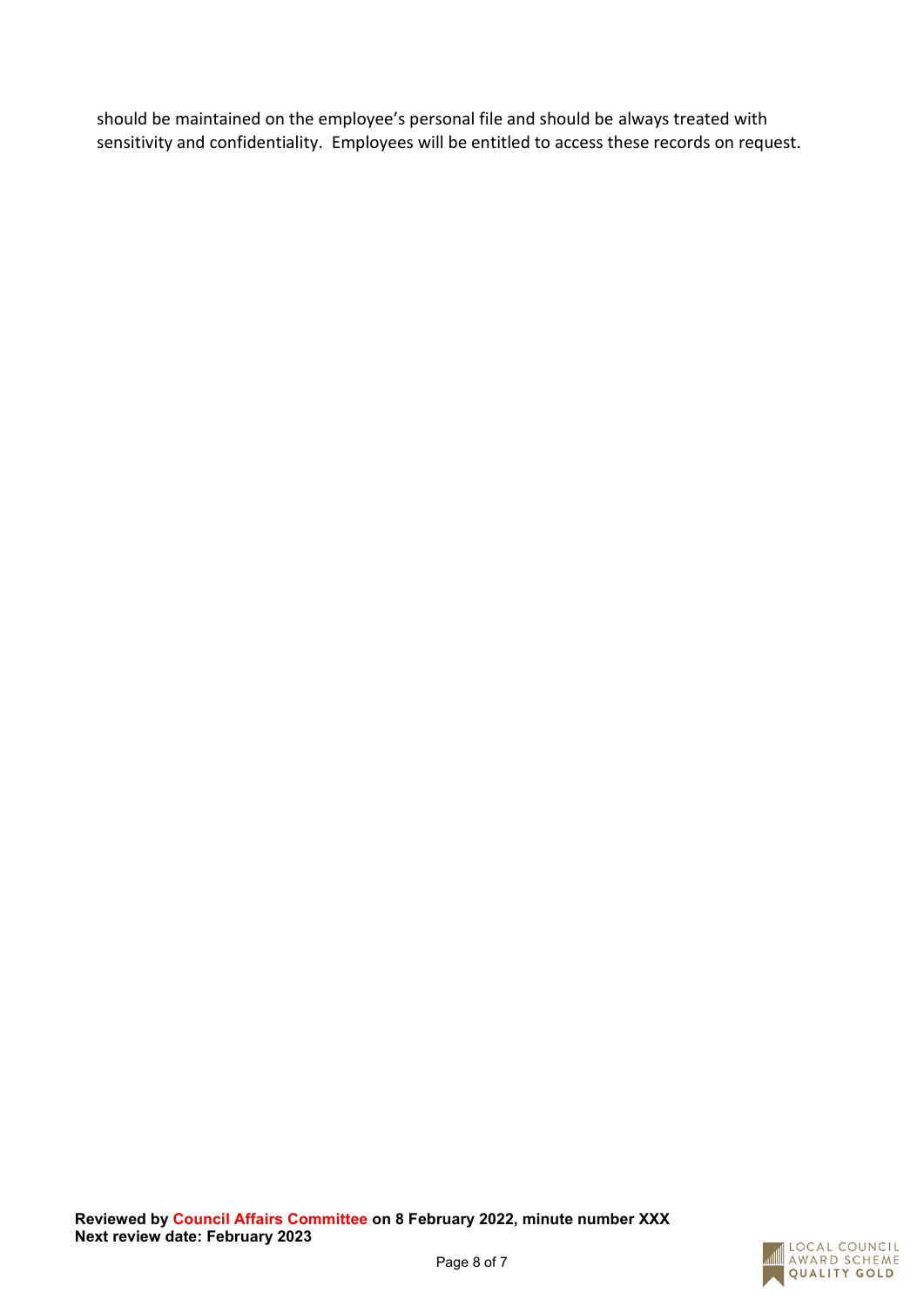should be maintained on the employee's personal file and should be always treated with sensitivity and confidentiality. Employees will be entitled to access these records on request.

**Reviewed by Council Affairs Committee on 8 February 2022, minute number XXX**
**Next review date: February 2023**